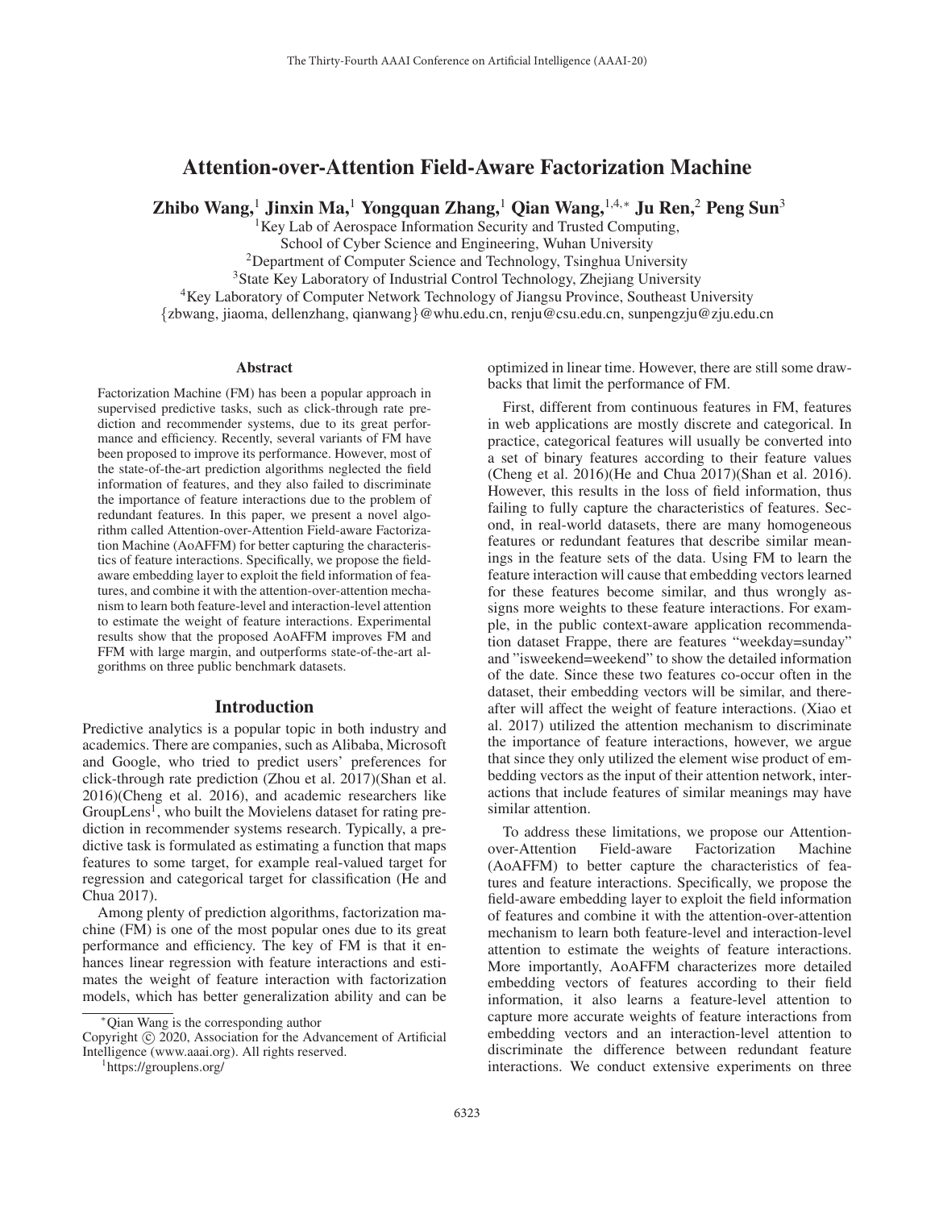# Attention-over-Attention Field-Aware Factorization Machine

**Zhibo Wang,[1] Jinxin Ma,[1] Yongquan Zhang,[1] Qian Wang,[1,4,*] Ju Ren,[2] Peng Sun[3]**

[1]Key Lab of Aerospace Information Security and Trusted Computing,
School of Cyber Science and Engineering, Wuhan University
[2]Department of Computer Science and Technology, Tsinghua University
[3]State Key Laboratory of Industrial Control Technology, Zhejiang University
[4]Key Laboratory of Computer Network Technology of Jiangsu Province, Southeast University
{zbwang, jiaoma, dellenzhang, qianwang}@whu.edu.cn, renju@csu.edu.cn, sunpengzju@zju.edu.cn

## Abstract

Factorization Machine (FM) has been a popular approach in supervised predictive tasks, such as click-through rate prediction and recommender systems, due to its great performance and efficiency. Recently, several variants of FM have been proposed to improve its performance. However, most of the state-of-the-art prediction algorithms neglected the field information of features, and they also failed to discriminate the importance of feature interactions due to the problem of redundant features. In this paper, we present a novel algorithm called Attention-over-Attention Field-aware Factorization Machine (AoAFFM) for better capturing the characteristics of feature interactions. Specifically, we propose the field-aware embedding layer to exploit the field information of features, and combine it with the attention-over-attention mechanism to learn both feature-level and interaction-level attention to estimate the weight of feature interactions. Experimental results show that the proposed AoAFFM improves FM and FFM with large margin, and outperforms state-of-the-art algorithms on three public benchmark datasets.

## Introduction

Predictive analytics is a popular topic in both industry and academics. There are companies, such as Alibaba, Microsoft and Google, who tried to predict users' preferences for click-through rate prediction (Zhou et al. 2017)(Shan et al. 2016)(Cheng et al. 2016), and academic researchers like GroupLens[1], who built the Movielens dataset for rating prediction in recommender systems research. Typically, a predictive task is formulated as estimating a function that maps features to some target, for example real-valued target for regression and categorical target for classification (He and Chua 2017).

Among plenty of prediction algorithms, factorization machine (FM) is one of the most popular ones due to its great performance and efficiency. The key of FM is that it enhances linear regression with feature interactions and estimates the weight of feature interaction with factorization models, which has better generalization ability and can be optimized in linear time. However, there are still some drawbacks that limit the performance of FM.

First, different from continuous features in FM, features in web applications are mostly discrete and categorical. In practice, categorical features will usually be converted into a set of binary features according to their feature values (Cheng et al. 2016)(He and Chua 2017)(Shan et al. 2016). However, this results in the loss of field information, thus failing to fully capture the characteristics of features. Second, in real-world datasets, there are many homogeneous features or redundant features that describe similar meanings in the feature sets of the data. Using FM to learn the feature interaction will cause that embedding vectors learned for these features become similar, and thus wrongly assigns more weights to these feature interactions. For example, in the public context-aware application recommendation dataset Frappe, there are features "weekday=sunday" and "isweekend=weekend" to show the detailed information of the date. Since these two features co-occur often in the dataset, their embedding vectors will be similar, and thereafter will affect the weight of feature interactions. (Xiao et al. 2017) utilized the attention mechanism to discriminate the importance of feature interactions, however, we argue that since they only utilized the element wise product of embedding vectors as the input of their attention network, interactions that include features of similar meanings may have similar attention.

To address these limitations, we propose our Attention-over-Attention Field-aware Factorization Machine (AoAFFM) to better capture the characteristics of features and feature interactions. Specifically, we propose the field-aware embedding layer to exploit the field information of features and combine it with the attention-over-attention mechanism to learn both feature-level and interaction-level attention to estimate the weights of feature interactions. More importantly, AoAFFM characterizes more detailed embedding vectors of features according to their field information, it also learns a feature-level attention to capture more accurate weights of feature interactions from embedding vectors and an interaction-level attention to discriminate the difference between redundant feature interactions. We conduct extensive experiments on three

*Qian Wang is the corresponding author

Copyright © 2020, Association for the Advancement of Artificial Intelligence (www.aaai.org). All rights reserved.

[1]https://grouplens.org/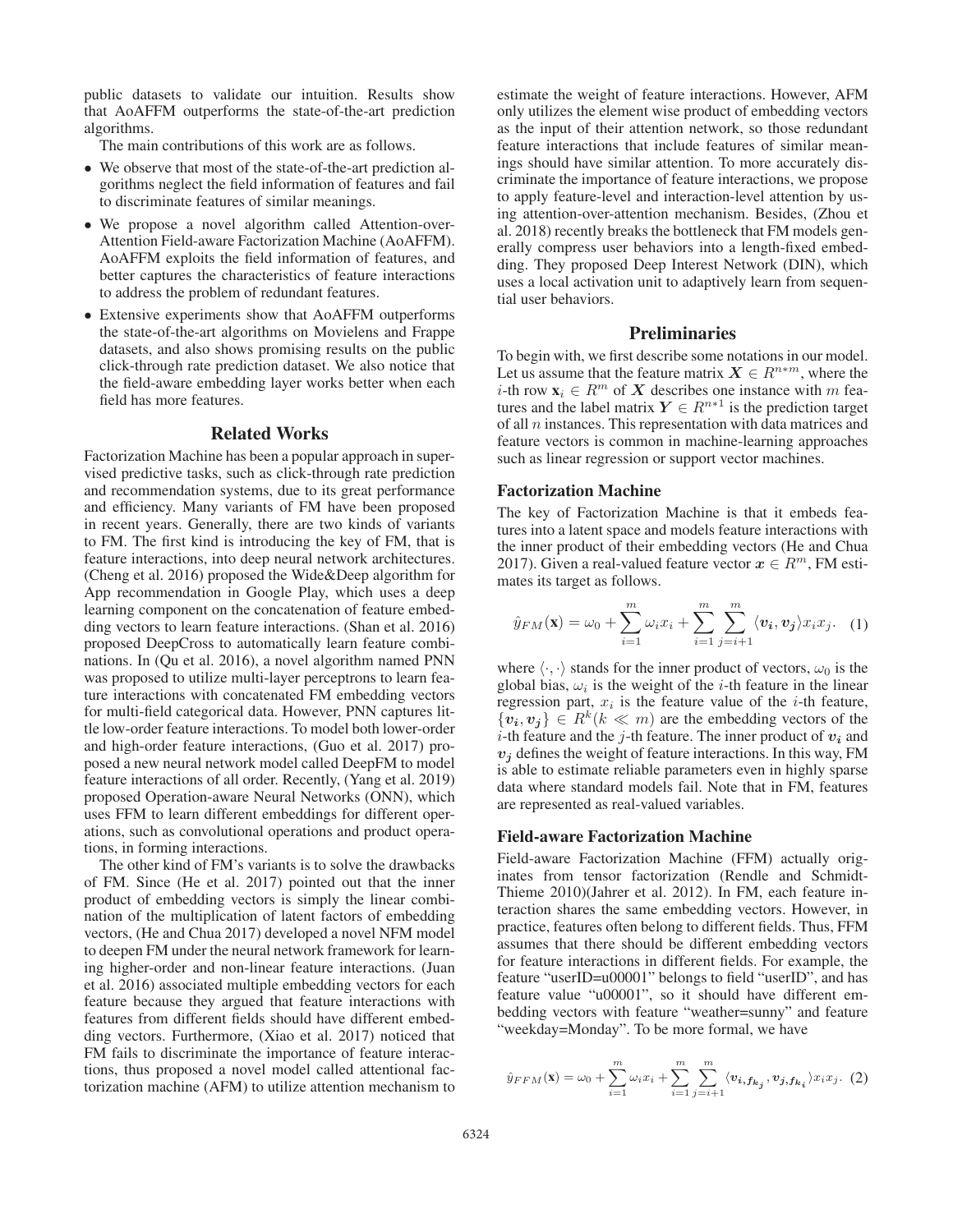public datasets to validate our intuition. Results show that AoAFFM outperforms the state-of-the-art prediction algorithms.

The main contributions of this work are as follows.

- We observe that most of the state-of-the-art prediction algorithms neglect the field information of features and fail to discriminate features of similar meanings.
- We propose a novel algorithm called Attention-over-Attention Field-aware Factorization Machine (AoAFFM). AoAFFM exploits the field information of features, and better captures the characteristics of feature interactions to address the problem of redundant features.
- Extensive experiments show that AoAFFM outperforms the state-of-the-art algorithms on Movielens and Frappe datasets, and also shows promising results on the public click-through rate prediction dataset. We also notice that the field-aware embedding layer works better when each field has more features.

## Related Works

Factorization Machine has been a popular approach in supervised predictive tasks, such as click-through rate prediction and recommendation systems, due to its great performance and efficiency. Many variants of FM have been proposed in recent years. Generally, there are two kinds of variants to FM. The first kind is introducing the key of FM, that is feature interactions, into deep neural network architectures. (Cheng et al. 2016) proposed the Wide&Deep algorithm for App recommendation in Google Play, which uses a deep learning component on the concatenation of feature embedding vectors to learn feature interactions. (Shan et al. 2016) proposed DeepCross to automatically learn feature combinations. In (Qu et al. 2016), a novel algorithm named PNN was proposed to utilize multi-layer perceptrons to learn feature interactions with concatenated FM embedding vectors for multi-field categorical data. However, PNN captures little low-order feature interactions. To model both lower-order and high-order feature interactions, (Guo et al. 2017) proposed a new neural network model called DeepFM to model feature interactions of all order. Recently, (Yang et al. 2019) proposed Operation-aware Neural Networks (ONN), which uses FFM to learn different embeddings for different operations, such as convolutional operations and product operations, in forming interactions.

The other kind of FM's variants is to solve the drawbacks of FM. Since (He et al. 2017) pointed out that the inner product of embedding vectors is simply the linear combination of the multiplication of latent factors of embedding vectors, (He and Chua 2017) developed a novel NFM model to deepen FM under the neural network framework for learning higher-order and non-linear feature interactions. (Juan et al. 2016) associated multiple embedding vectors for each feature because they argued that feature interactions with features from different fields should have different embedding vectors. Furthermore, (Xiao et al. 2017) noticed that FM fails to discriminate the importance of feature interactions, thus proposed a novel model called attentional factorization machine (AFM) to utilize attention mechanism to estimate the weight of feature interactions. However, AFM only utilizes the element wise product of embedding vectors as the input of their attention network, so those redundant feature interactions that include features of similar meanings should have similar attention. To more accurately discriminate the importance of feature interactions, we propose to apply feature-level and interaction-level attention by using attention-over-attention mechanism. Besides, (Zhou et al. 2018) recently breaks the bottleneck that FM models generally compress user behaviors into a length-fixed embedding. They proposed Deep Interest Network (DIN), which uses a local activation unit to adaptively learn from sequential user behaviors.

## Preliminaries

To begin with, we first describe some notations in our model. Let us assume that the feature matrix $\boldsymbol{X} \in R^{n*m}$, where the $i$-th row $\mathbf{x}_i \in R^m$ of $\boldsymbol{X}$ describes one instance with $m$ features and the label matrix $\boldsymbol{Y} \in R^{n*1}$ is the prediction target of all $n$ instances. This representation with data matrices and feature vectors is common in machine-learning approaches such as linear regression or support vector machines.

### Factorization Machine

The key of Factorization Machine is that it embeds features into a latent space and models feature interactions with the inner product of their embedding vectors (He and Chua 2017). Given a real-valued feature vector $\boldsymbol{x} \in R^m$, FM estimates its target as follows.

$$\hat{y}_{FM}(\mathbf{x}) = \omega_0 + \sum_{i=1}^{m} \omega_i x_i + \sum_{i=1}^{m} \sum_{j=i+1}^{m} \langle \boldsymbol{v_i}, \boldsymbol{v_j} \rangle x_i x_j. \quad (1)$$

where $\langle \cdot, \cdot \rangle$ stands for the inner product of vectors, $\omega_0$ is the global bias, $\omega_i$ is the weight of the $i$-th feature in the linear regression part, $x_i$ is the feature value of the $i$-th feature, $\{\boldsymbol{v_i}, \boldsymbol{v_j}\} \in R^k (k \ll m)$ are the embedding vectors of the $i$-th feature and the $j$-th feature. The inner product of $\boldsymbol{v_i}$ and $\boldsymbol{v_j}$ defines the weight of feature interactions. In this way, FM is able to estimate reliable parameters even in highly sparse data where standard models fail. Note that in FM, features are represented as real-valued variables.

### Field-aware Factorization Machine

Field-aware Factorization Machine (FFM) actually originates from tensor factorization (Rendle and Schmidt-Thieme 2010)(Jahrer et al. 2012). In FM, each feature interaction shares the same embedding vectors. However, in practice, features often belong to different fields. Thus, FFM assumes that there should be different embedding vectors for feature interactions in different fields. For example, the feature "userID=u00001" belongs to field "userID", and has feature value "u00001", so it should have different embedding vectors with feature "weather=sunny" and feature "weekday=Monday". To be more formal, we have

$$\hat{y}_{FFM}(\mathbf{x}) = \omega_0 + \sum_{i=1}^{m} \omega_i x_i + \sum_{i=1}^{m} \sum_{j=i+1}^{m} \langle \boldsymbol{v_{i,f_{k_j}}}, \boldsymbol{v_{j,f_{k_i}}} \rangle x_i x_j. \quad (2)$$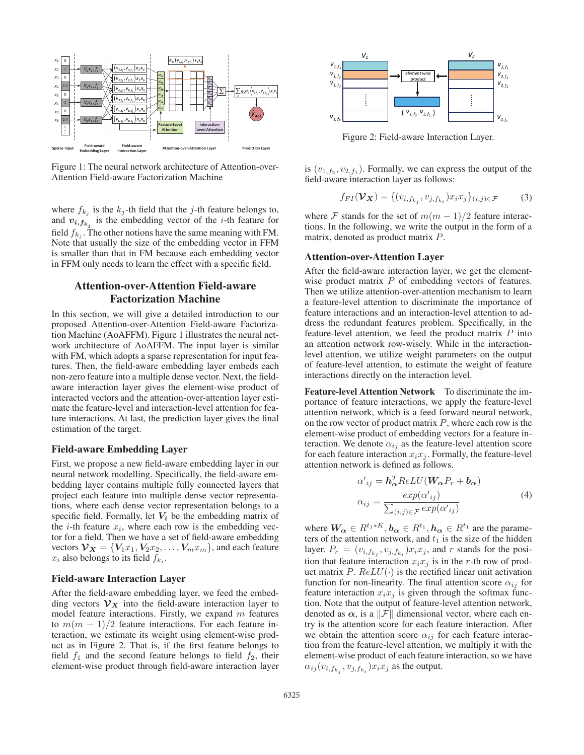Figure 1: The neural network architecture of Attention-over-Attention Field-aware Factorization Machine

where $f_{k_j}$ is the $k_j$-th field that the $j$-th feature belongs to, and $\boldsymbol{v_{i,f_{k_j}}}$ is the embedding vector of the $i$-th feature for field $f_{k_j}$. The other notions have the same meaning with FM. Note that usually the size of the embedding vector in FFM is smaller than that in FM because each embedding vector in FFM only needs to learn the effect with a specific field.

## Attention-over-Attention Field-aware Factorization Machine

In this section, we will give a detailed introduction to our proposed Attention-over-Attention Field-aware Factorization Machine (AoAFFM). Figure 1 illustrates the neural network architecture of AoAFFM. The input layer is similar with FM, which adopts a sparse representation for input features. Then, the field-aware embedding layer embeds each non-zero feature into a multiple dense vector. Next, the field-aware interaction layer gives the element-wise product of interacted vectors and the attention-over-attention layer estimate the feature-level and interaction-level attention for feature interactions. At last, the prediction layer gives the final estimation of the target.

### Field-aware Embedding Layer

First, we propose a new field-aware embedding layer in our neural network modelling. Specifically, the field-aware embedding layer contains multiple fully connected layers that project each feature into multiple dense vector representations, where each dense vector representation belongs to a specific field. Formally, let $\boldsymbol{V_i}$ be the embedding matrix of the $i$-th feature $x_i$, where each row is the embedding vector for a field. Then we have a set of field-aware embedding vectors $\boldsymbol{\mathcal{V}_X} = \{\boldsymbol{V}_1 x_1, \boldsymbol{V}_2 x_2, \ldots, \boldsymbol{V}_m x_m\}$, and each feature $x_i$ also belongs to its field $f_{k_i}$.

### Field-aware Interaction Layer

After the field-aware embedding layer, we feed the embedding vectors $\boldsymbol{\mathcal{V}_X}$ into the field-aware interaction layer to model feature interactions. Firstly, we expand $m$ features to $m(m-1)/2$ feature interactions. For each feature interaction, we estimate its weight using element-wise product as in Figure 2. That is, if the first feature belongs to field $f_1$ and the second feature belongs to field $f_2$, their element-wise product through field-aware interaction layer is $(v_{1,f_2}, v_{2,f_1})$. Formally, we can express the output of the field-aware interaction layer as follows:

Figure 2: Field-aware Interaction Layer.

$$f_{FI}(\boldsymbol{\mathcal{V}_X}) = \{(v_{i,f_{k_j}}, v_{j,f_{k_i}}) x_i x_j\}_{(i,j)\in\mathcal{F}} \tag{3}$$

where $\mathcal{F}$ stands for the set of $m(m-1)/2$ feature interactions. In the following, we write the output in the form of a matrix, denoted as product matrix $P$.

### Attention-over-Attention Layer

After the field-aware interaction layer, we get the element-wise product matrix $P$ of embedding vectors of features. Then we utilize attention-over-attention mechanism to learn a feature-level attention to discriminate the importance of feature interactions and an interaction-level attention to address the redundant features problem. Specifically, in the feature-level attention, we feed the product matrix $P$ into an attention network row-wisely. While in the interaction-level attention, we utilize weight parameters on the output of feature-level attention, to estimate the weight of feature interactions directly on the interaction level.

**Feature-level Attention Network** To discriminate the importance of feature interactions, we apply the feature-level attention network, which is a feed forward neural network, on the row vector of product matrix $P$, where each row is the element-wise product of embedding vectors for a feature interaction. We denote $\alpha_{ij}$ as the feature-level attention score for each feature interaction $x_i x_j$. Formally, the feature-level attention network is defined as follows.

$$\begin{aligned} \alpha'_{ij} &= \boldsymbol{h}_{\boldsymbol{\alpha}}^T ReLU(\boldsymbol{W}_{\boldsymbol{\alpha}} P_r + \boldsymbol{b}_{\boldsymbol{\alpha}}) \\ \alpha_{ij} &= \frac{exp(\alpha'_{ij})}{\sum_{(i,j)\in\mathcal{F}} exp(\alpha'_{ij})} \end{aligned} \tag{4}$$

where $\boldsymbol{W}_{\boldsymbol{\alpha}} \in R^{t_1 * K}, \boldsymbol{b}_{\boldsymbol{\alpha}} \in R^{t_1}, \boldsymbol{h}_{\boldsymbol{\alpha}} \in R^{t_1}$ are the parameters of the attention network, and $t_1$ is the size of the hidden layer. $P_r = (v_{i,f_{k_j}}, v_{j,f_{k_i}}) x_i x_j$, and $r$ stands for the position that feature interaction $x_i x_j$ is in the $r$-th row of product matrix $P$. $ReLU(\cdot)$ is the rectified linear unit activation function for non-linearity. The final attention score $\alpha_{ij}$ for feature interaction $x_i x_j$ is given through the softmax function. Note that the output of feature-level attention network, denoted as $\boldsymbol{\alpha}$, is a $\|\mathcal{F}\|$ dimensional vector, where each entry is the attention score for each feature interaction. After we obtain the attention score $\alpha_{ij}$ for each feature interaction from the feature-level attention, we multiply it with the element-wise product of each feature interaction, so we have $\alpha_{ij}(v_{i,f_{k_j}}, v_{j,f_{k_i}}) x_i x_j$ as the output.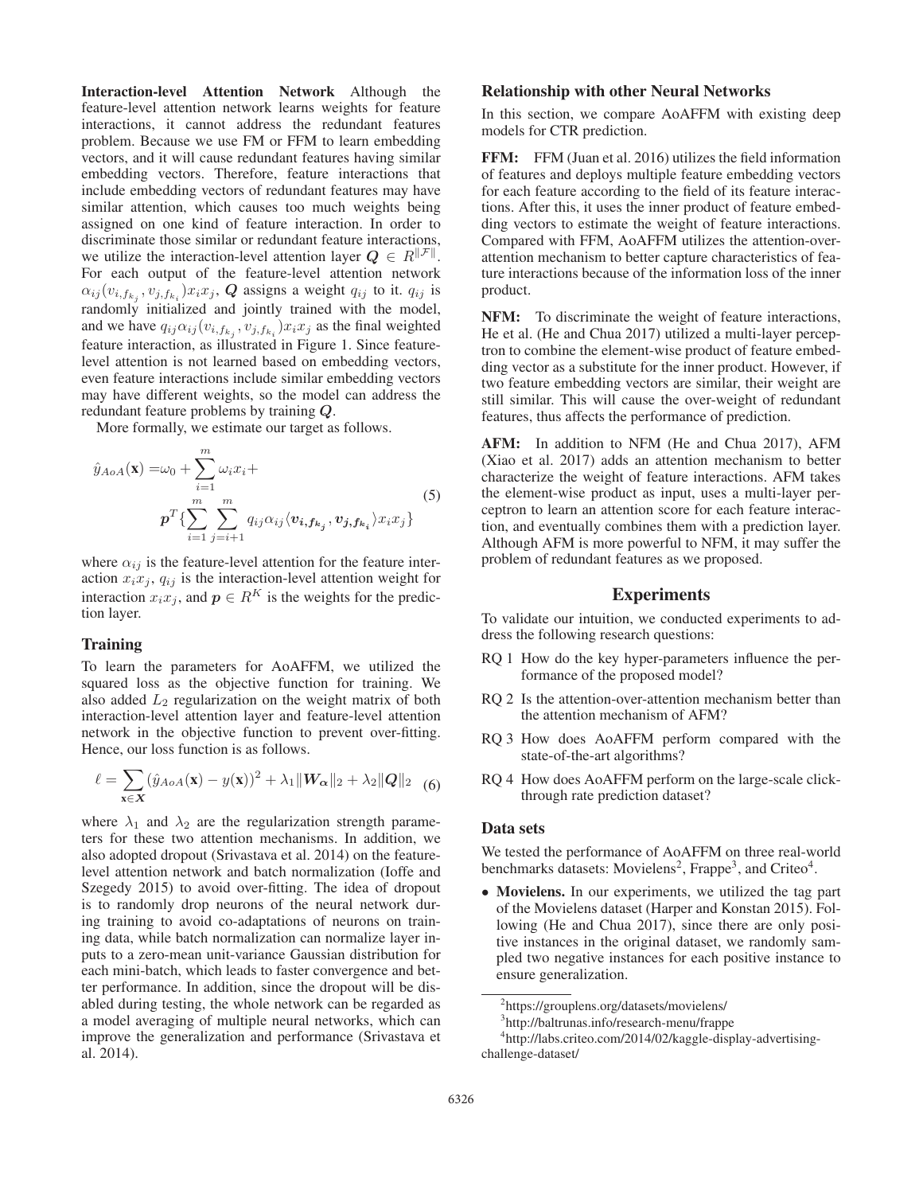**Interaction-level Attention Network** Although the feature-level attention network learns weights for feature interactions, it cannot address the redundant features problem. Because we use FM or FFM to learn embedding vectors, and it will cause redundant features having similar embedding vectors. Therefore, feature interactions that include embedding vectors of redundant features may have similar attention, which causes too much weights being assigned on one kind of feature interaction. In order to discriminate those similar or redundant feature interactions, we utilize the interaction-level attention layer $\boldsymbol{Q} \in R^{\|\mathcal{F}\|}$. For each output of the feature-level attention network $\alpha_{ij}(v_{i,f_{k_j}}, v_{j,f_{k_i}})x_i x_j$, $\boldsymbol{Q}$ assigns a weight $q_{ij}$ to it. $q_{ij}$ is randomly initialized and jointly trained with the model, and we have $q_{ij}\alpha_{ij}(v_{i,f_{k_j}}, v_{j,f_{k_i}})x_i x_j$ as the final weighted feature interaction, as illustrated in Figure 1. Since feature-level attention is not learned based on embedding vectors, even feature interactions include similar embedding vectors may have different weights, so the model can address the redundant feature problems by training $\boldsymbol{Q}$.

More formally, we estimate our target as follows.

$$
\begin{aligned}
\hat{y}_{AoA}(\mathbf{x}) =& \omega_0 + \sum_{i=1}^{m} \omega_i x_i + \\
& \boldsymbol{p}^T \{ \sum_{i=1}^{m} \sum_{j=i+1}^{m} q_{ij} \alpha_{ij} \langle \boldsymbol{v_{i,f_{k_j}}}, \boldsymbol{v_{j,f_{k_i}}} \rangle x_i x_j \}
\end{aligned} \tag{5}
$$

where $\alpha_{ij}$ is the feature-level attention for the feature interaction $x_i x_j$, $q_{ij}$ is the interaction-level attention weight for interaction $x_i x_j$, and $\boldsymbol{p} \in R^K$ is the weights for the prediction layer.

### Training

To learn the parameters for AoAFFM, we utilized the squared loss as the objective function for training. We also added $L_2$ regularization on the weight matrix of both interaction-level attention layer and feature-level attention network in the objective function to prevent over-fitting. Hence, our loss function is as follows.

$$
\ell = \sum_{\mathbf{x} \in \boldsymbol{X}} (\hat{y}_{AoA}(\mathbf{x}) - y(\mathbf{x}))^2 + \lambda_1 \|\boldsymbol{W_\alpha}\|_2 + \lambda_2 \|\boldsymbol{Q}\|_2 \tag{6}
$$

where $\lambda_1$ and $\lambda_2$ are the regularization strength parameters for these two attention mechanisms. In addition, we also adopted dropout (Srivastava et al. 2014) on the feature-level attention network and batch normalization (Ioffe and Szegedy 2015) to avoid over-fitting. The idea of dropout is to randomly drop neurons of the neural network during training to avoid co-adaptations of neurons on training data, while batch normalization can normalize layer inputs to a zero-mean unit-variance Gaussian distribution for each mini-batch, which leads to faster convergence and better performance. In addition, since the dropout will be disabled during testing, the whole network can be regarded as a model averaging of multiple neural networks, which can improve the generalization and performance (Srivastava et al. 2014).

### Relationship with other Neural Networks

In this section, we compare AoAFFM with existing deep models for CTR prediction.

**FFM:** FFM (Juan et al. 2016) utilizes the field information of features and deploys multiple feature embedding vectors for each feature according to the field of its feature interactions. After this, it uses the inner product of feature embedding vectors to estimate the weight of feature interactions. Compared with FFM, AoAFFM utilizes the attention-over-attention mechanism to better capture characteristics of feature interactions because of the information loss of the inner product.

**NFM:** To discriminate the weight of feature interactions, He et al. (He and Chua 2017) utilized a multi-layer perceptron to combine the element-wise product of feature embedding vector as a substitute for the inner product. However, if two feature embedding vectors are similar, their weight are still similar. This will cause the over-weight of redundant features, thus affects the performance of prediction.

**AFM:** In addition to NFM (He and Chua 2017), AFM (Xiao et al. 2017) adds an attention mechanism to better characterize the weight of feature interactions. AFM takes the element-wise product as input, uses a multi-layer perceptron to learn an attention score for each feature interaction, and eventually combines them with a prediction layer. Although AFM is more powerful to NFM, it may suffer the problem of redundant features as we proposed.

## Experiments

To validate our intuition, we conducted experiments to address the following research questions:

- RQ 1 How do the key hyper-parameters influence the performance of the proposed model?
- RQ 2 Is the attention-over-attention mechanism better than the attention mechanism of AFM?
- RQ 3 How does AoAFFM perform compared with the state-of-the-art algorithms?
- RQ 4 How does AoAFFM perform on the large-scale click-through rate prediction dataset?

### Data sets

We tested the performance of AoAFFM on three real-world benchmarks datasets: Movielens[2], Frappe[3], and Criteo[4].

- **Movielens.** In our experiments, we utilized the tag part of the Movielens dataset (Harper and Konstan 2015). Following (He and Chua 2017), since there are only positive instances in the original dataset, we randomly sampled two negative instances for each positive instance to ensure generalization.

[2]https://grouplens.org/datasets/movielens/

[3]http://baltrunas.info/research-menu/frappe

[4]http://labs.criteo.com/2014/02/kaggle-display-advertising-challenge-dataset/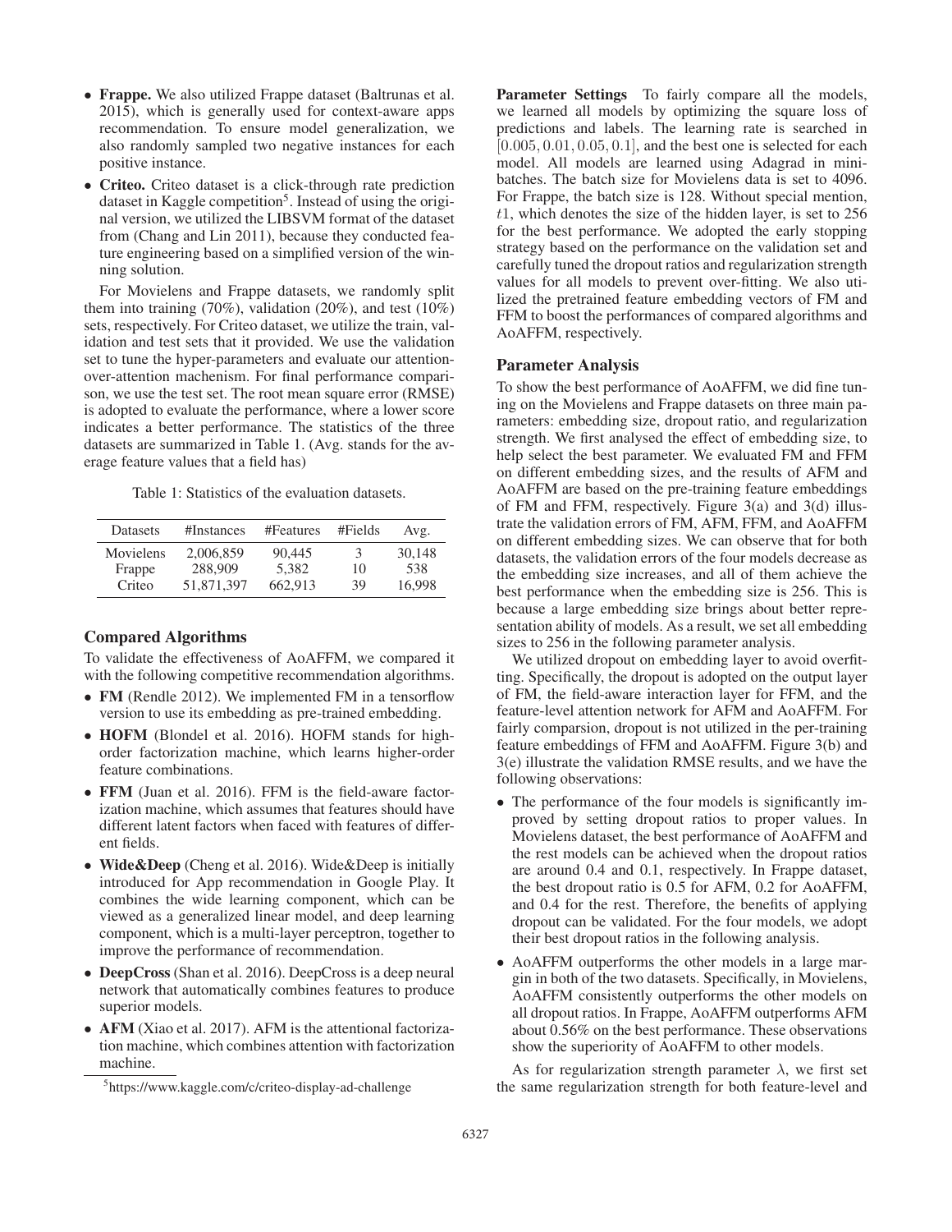- **Frappe.** We also utilized Frappe dataset (Baltrunas et al. 2015), which is generally used for context-aware apps recommendation. To ensure model generalization, we also randomly sampled two negative instances for each positive instance.
- **Criteo.** Criteo dataset is a click-through rate prediction dataset in Kaggle competition[5]. Instead of using the original version, we utilized the LIBSVM format of the dataset from (Chang and Lin 2011), because they conducted feature engineering based on a simplified version of the winning solution.

For Movielens and Frappe datasets, we randomly split them into training (70%), validation (20%), and test (10%) sets, respectively. For Criteo dataset, we utilize the train, validation and test sets that it provided. We use the validation set to tune the hyper-parameters and evaluate our attention-over-attention machenism. For final performance comparison, we use the test set. The root mean square error (RMSE) is adopted to evaluate the performance, where a lower score indicates a better performance. The statistics of the three datasets are summarized in Table 1. (Avg. stands for the average feature values that a field has)

Table 1: Statistics of the evaluation datasets.

| Datasets | #Instances | #Features | #Fields | Avg. |
|---|---|---|---|---|
| Movielens | 2,006,859 | 90,445 | 3 | 30,148 |
| Frappe | 288,909 | 5,382 | 10 | 538 |
| Criteo | 51,871,397 | 662,913 | 39 | 16,998 |

## Compared Algorithms

To validate the effectiveness of AoAFFM, we compared it with the following competitive recommendation algorithms.

- **FM** (Rendle 2012). We implemented FM in a tensorflow version to use its embedding as pre-trained embedding.
- **HOFM** (Blondel et al. 2016). HOFM stands for high-order factorization machine, which learns higher-order feature combinations.
- **FFM** (Juan et al. 2016). FFM is the field-aware factorization machine, which assumes that features should have different latent factors when faced with features of different fields.
- **Wide&Deep** (Cheng et al. 2016). Wide&Deep is initially introduced for App recommendation in Google Play. It combines the wide learning component, which can be viewed as a generalized linear model, and deep learning component, which is a multi-layer perceptron, together to improve the performance of recommendation.
- **DeepCross** (Shan et al. 2016). DeepCross is a deep neural network that automatically combines features to produce superior models.
- **AFM** (Xiao et al. 2017). AFM is the attentional factorization machine, which combines attention with factorization machine.

[5] https://www.kaggle.com/c/criteo-display-ad-challenge

**Parameter Settings** To fairly compare all the models, we learned all models by optimizing the square loss of predictions and labels. The learning rate is searched in $[0.005, 0.01, 0.05, 0.1]$, and the best one is selected for each model. All models are learned using Adagrad in mini-batches. The batch size for Movielens data is set to 4096. For Frappe, the batch size is 128. Without special mention, $t1$, which denotes the size of the hidden layer, is set to 256 for the best performance. We adopted the early stopping strategy based on the performance on the validation set and carefully tuned the dropout ratios and regularization strength values for all models to prevent over-fitting. We also utilized the pretrained feature embedding vectors of FM and FFM to boost the performances of compared algorithms and AoAFFM, respectively.

## Parameter Analysis

To show the best performance of AoAFFM, we did fine tuning on the Movielens and Frappe datasets on three main parameters: embedding size, dropout ratio, and regularization strength. We first analysed the effect of embedding size, to help select the best parameter. We evaluated FM and FFM on different embedding sizes, and the results of AFM and AoAFFM are based on the pre-training feature embeddings of FM and FFM, respectively. Figure 3(a) and 3(d) illustrate the validation errors of FM, AFM, FFM, and AoAFFM on different embedding sizes. We can observe that for both datasets, the validation errors of the four models decrease as the embedding size increases, and all of them achieve the best performance when the embedding size is 256. This is because a large embedding size brings about better representation ability of models. As a result, we set all embedding sizes to 256 in the following parameter analysis.

We utilized dropout on embedding layer to avoid overfitting. Specifically, the dropout is adopted on the output layer of FM, the field-aware interaction layer for FFM, and the feature-level attention network for AFM and AoAFFM. For fairly comparsion, dropout is not utilized in the per-training feature embeddings of FFM and AoAFFM. Figure 3(b) and 3(e) illustrate the validation RMSE results, and we have the following observations:

- The performance of the four models is significantly improved by setting dropout ratios to proper values. In Movielens dataset, the best performance of AoAFFM and the rest models can be achieved when the dropout ratios are around 0.4 and 0.1, respectively. In Frappe dataset, the best dropout ratio is 0.5 for AFM, 0.2 for AoAFFM, and 0.4 for the rest. Therefore, the benefits of applying dropout can be validated. For the four models, we adopt their best dropout ratios in the following analysis.
- AoAFFM outperforms the other models in a large margin in both of the two datasets. Specifically, in Movielens, AoAFFM consistently outperforms the other models on all dropout ratios. In Frappe, AoAFFM outperforms AFM about 0.56% on the best performance. These observations show the superiority of AoAFFM to other models.

As for regularization strength parameter $\lambda$, we first set the same regularization strength for both feature-level and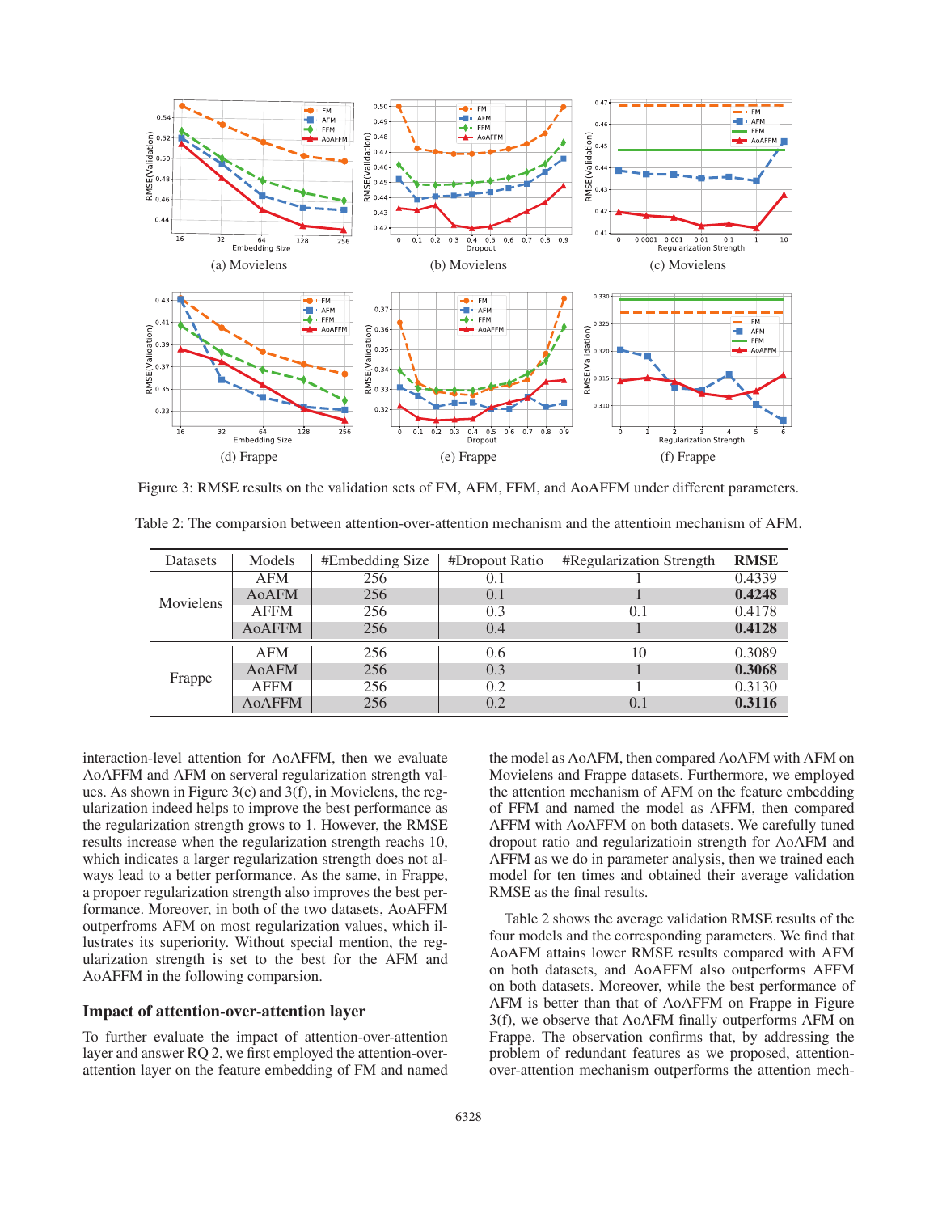Figure 3: RMSE results on the validation sets of FM, AFM, FFM, and AoAFFM under different parameters.

Table 2: The comparsion between attention-over-attention mechanism and the attentioin mechanism of AFM.

| Datasets | Models | #Embedding Size | #Dropout Ratio | #Regularization Strength | RMSE |
|---|---|---|---|---|---|
| Movielens | AFM | 256 | 0.1 | 1 | 0.4339 |
| | AoAFM | 256 | 0.1 | 1 | **0.4248** |
| | AFFM | 256 | 0.3 | 0.1 | 0.4178 |
| | AoAFFM | 256 | 0.4 | 1 | **0.4128** |
| Frappe | AFM | 256 | 0.6 | 10 | 0.3089 |
| | AoAFM | 256 | 0.3 | 1 | **0.3068** |
| | AFFM | 256 | 0.2 | 1 | 0.3130 |
| | AoAFFM | 256 | 0.2 | 0.1 | **0.3116** |

interaction-level attention for AoAFFM, then we evaluate AoAFFM and AFM on serveral regularization strength values. As shown in Figure 3(c) and 3(f), in Movielens, the regularization indeed helps to improve the best performance as the regularization strength grows to 1. However, the RMSE results increase when the regularization strength reaches 10, which indicates a larger regularization strength does not always lead to a better performance. As the same, in Frappe, a propoer regularization strength also improves the best performance. Moreover, in both of the two datasets, AoAFFM outperfroms AFM on most regularization values, which illustrates its superiority. Without special mention, the regularization strength is set to the best for the AFM and AoAFFM in the following comparsion.

## Impact of attention-over-attention layer

To further evaluate the impact of attention-over-attention layer and answer RQ 2, we first employed the attention-over-attention layer on the feature embedding of FM and named the model as AoAFM, then compared AoAFM with AFM on Movielens and Frappe datasets. Furthermore, we employed the attention mechanism of AFM on the feature embedding of FFM and named the model as AFFM, then compared AFFM with AoAFFM on both datasets. We carefully tuned dropout ratio and regularizatioin strength for AoAFM and AFFM as we do in parameter analysis, then we trained each model for ten times and obtained their average validation RMSE as the final results.

Table 2 shows the average validation RMSE results of the four models and the corresponding parameters. We find that AoAFM attains lower RMSE results compared with AFM on both datasets, and AoAFFM also outperfoms AFFM on both datasets. Moreover, while the best performance of AFM is better than that of AoAFFM on Frappe in Figure 3(f), we observe that AoAFM finally outperforms AFM on Frappe. The observation confirms that, by addressing the problem of redundant features as we proposed, attention-over-attention mechanism outperforms the attention mech-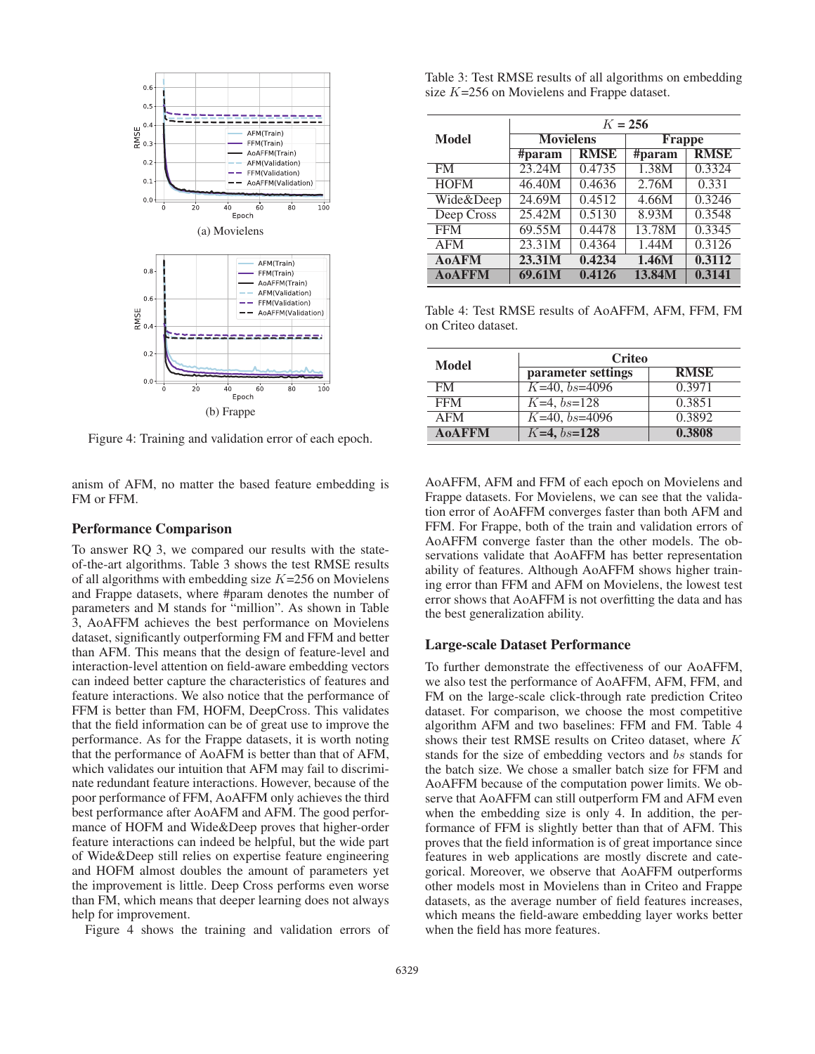(a) Movielens

(b) Frappe

Figure 4: Training and validation error of each epoch.

anism of AFM, no matter the based feature embedding is FM or FFM.

### Performance Comparison

To answer RQ 3, we compared our results with the state-of-the-art algorithms. Table 3 shows the test RMSE results of all algorithms with embedding size $K$=256 on Movielens and Frappe datasets, where #param denotes the number of parameters and M stands for "million". As shown in Table 3, AoAFFM achieves the best performance on Movielens dataset, significantly outperforming FM and FFM and better than AFM. This means that the design of feature-level and interaction-level attention on field-aware embedding vectors can indeed better capture the characteristics of features and feature interactions. We also notice that the performance of FFM is better than FM, HOFM, DeepCross. This validates that the field information can be of great use to improve the performance. As for the Frappe datasets, it is worth noting that the performance of AoAFM is better than that of AFM, which validates our intuition that AFM may fail to discriminate redundant feature interactions. However, because of the poor performance of FFM, AoAFFM only achieves the third best performance after AoAFM and AFM. The good performance of HOFM and Wide&Deep proves that higher-order feature interactions can indeed be helpful, but the wide part of Wide&Deep still relies on expertise feature engineering and HOFM almost doubles the amount of parameters yet the improvement is little. Deep Cross performs even worse than FM, which means that deeper learning does not always help for improvement.

Figure 4 shows the training and validation errors of AoAFFM, AFM and FFM of each epoch on Movielens and Frappe datasets. For Movielens, we can see that the validation error of AoAFFM converges faster than both AFM and FFM. For Frappe, both of the train and validation errors of AoAFFM converge faster than the other models. The observations validate that AoAFFM has better representation ability of features. Although AoAFFM shows higher training error than FFM and AFM on Movielens, the lowest test error shows that AoAFFM is not overfitting the data and has the best generalization ability.

Table 3: Test RMSE results of all algorithms on embedding size $K$=256 on Movielens and Frappe dataset.

| Model | $K$ = 256 | | | |
|---|---|---|---|---|
| | Movielens | | Frappe | |
| | #param | RMSE | #param | RMSE |
| FM | 23.24M | 0.4735 | 1.38M | 0.3324 |
| HOFM | 46.40M | 0.4636 | 2.76M | 0.331 |
| Wide&Deep | 24.69M | 0.4512 | 4.66M | 0.3246 |
| Deep Cross | 25.42M | 0.5130 | 8.93M | 0.3548 |
| FFM | 69.55M | 0.4478 | 13.78M | 0.3345 |
| AFM | 23.31M | 0.4364 | 1.44M | 0.3126 |
| **AoAFM** | **23.31M** | **0.4234** | **1.46M** | **0.3112** |
| **AoAFFM** | **69.61M** | **0.4126** | **13.84M** | **0.3141** |

Table 4: Test RMSE results of AoAFFM, AFM, FFM, FM on Criteo dataset.

| Model | Criteo | |
|---|---|---|
| | parameter settings | RMSE |
| FM | $K$=40, $bs$=4096 | 0.3971 |
| FFM | $K$=4, $bs$=128 | 0.3851 |
| AFM | $K$=40, $bs$=4096 | 0.3892 |
| **AoAFFM** | **$K$=4, $bs$=128** | **0.3808** |

### Large-scale Dataset Performance

To further demonstrate the effectiveness of our AoAFFM, we also test the performance of AoAFFM, AFM, FFM, and FM on the large-scale click-through rate prediction Criteo dataset. For comparison, we choose the most competitive algorithm AFM and two baselines: FFM and FM. Table 4 shows their test RMSE results on Criteo dataset, where $K$ stands for the size of embedding vectors and $bs$ stands for the batch size. We chose a smaller batch size for FFM and AoAFFM because of the computation power limits. We observe that AoAFFM can still outperform FM and AFM even when the embedding size is only 4. In addition, the performance of FFM is slightly better than that of AFM. This proves that the field information is of great importance since features in web applications are mostly discrete and categorical. Moreover, we observe that AoAFFM outperforms other models most in Movielens than in Criteo and Frappe datasets, as the average number of field features increases, which means the field-aware embedding layer works better when the field has more features.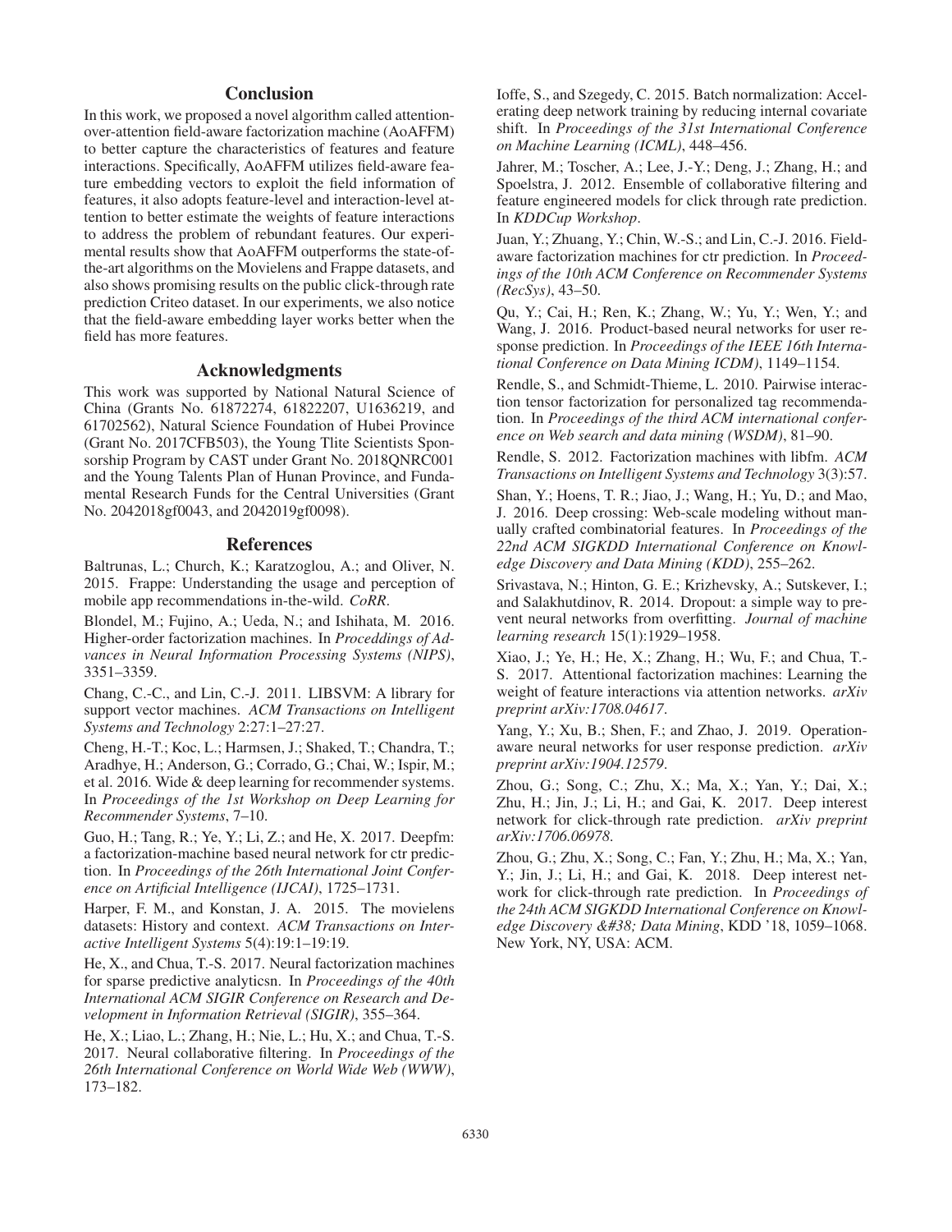## Conclusion

In this work, we proposed a novel algorithm called attention-over-attention field-aware factorization machine (AoAFFM) to better capture the characteristics of features and feature interactions. Specifically, AoAFFM utilizes field-aware feature embedding vectors to exploit the field information of features, it also adopts feature-level and interaction-level attention to better estimate the weights of feature interactions to address the problem of rebundant features. Our experimental results show that AoAFFM outperforms the state-of-the-art algorithms on the Movielens and Frappe datasets, and also shows promising results on the public click-through rate prediction Criteo dataset. In our experiments, we also notice that the field-aware embedding layer works better when the field has more features.

## Acknowledgments

This work was supported by National Natural Science of China (Grants No. 61872274, 61822207, U1636219, and 61702562), Natural Science Foundation of Hubei Province (Grant No. 2017CFB503), the Young Tlite Scientists Sponsorship Program by CAST under Grant No. 2018QNRC001 and the Young Talents Plan of Hunan Province, and Fundamental Research Funds for the Central Universities (Grant No. 2042018gf0043, and 2042019gf0098).

## References

Baltrunas, L.; Church, K.; Karatzoglou, A.; and Oliver, N. 2015. Frappe: Understanding the usage and perception of mobile app recommendations in-the-wild. *CoRR*.

Blondel, M.; Fujino, A.; Ueda, N.; and Ishihata, M. 2016. Higher-order factorization machines. In *Proceddings of Advances in Neural Information Processing Systems (NIPS)*, 3351–3359.

Chang, C.-C., and Lin, C.-J. 2011. LIBSVM: A library for support vector machines. *ACM Transactions on Intelligent Systems and Technology* 2:27:1–27:27.

Cheng, H.-T.; Koc, L.; Harmsen, J.; Shaked, T.; Chandra, T.; Aradhye, H.; Anderson, G.; Corrado, G.; Chai, W.; Ispir, M.; et al. 2016. Wide & deep learning for recommender systems. In *Proceedings of the 1st Workshop on Deep Learning for Recommender Systems*, 7–10.

Guo, H.; Tang, R.; Ye, Y.; Li, Z.; and He, X. 2017. Deepfm: a factorization-machine based neural network for ctr prediction. In *Proceedings of the 26th International Joint Conference on Artificial Intelligence (IJCAI)*, 1725–1731.

Harper, F. M., and Konstan, J. A. 2015. The movielens datasets: History and context. *ACM Transactions on Interactive Intelligent Systems* 5(4):19:1–19:19.

He, X., and Chua, T.-S. 2017. Neural factorization machines for sparse predictive analyticsn. In *Proceedings of the 40th International ACM SIGIR Conference on Research and Development in Information Retrieval (SIGIR)*, 355–364.

He, X.; Liao, L.; Zhang, H.; Nie, L.; Hu, X.; and Chua, T.-S. 2017. Neural collaborative filtering. In *Proceedings of the 26th International Conference on World Wide Web (WWW)*, 173–182.

Ioffe, S., and Szegedy, C. 2015. Batch normalization: Accelerating deep network training by reducing internal covariate shift. In *Proceedings of the 31st International Conference on Machine Learning (ICML)*, 448–456.

Jahrer, M.; Toscher, A.; Lee, J.-Y.; Deng, J.; Zhang, H.; and Spoelstra, J. 2012. Ensemble of collaborative filtering and feature engineered models for click through rate prediction. In *KDDCup Workshop*.

Juan, Y.; Zhuang, Y.; Chin, W.-S.; and Lin, C.-J. 2016. Field-aware factorization machines for ctr prediction. In *Proceedings of the 10th ACM Conference on Recommender Systems (RecSys)*, 43–50.

Qu, Y.; Cai, H.; Ren, K.; Zhang, W.; Yu, Y.; Wen, Y.; and Wang, J. 2016. Product-based neural networks for user response prediction. In *Proceedings of the IEEE 16th International Conference on Data Mining ICDM)*, 1149–1154.

Rendle, S., and Schmidt-Thieme, L. 2010. Pairwise interaction tensor factorization for personalized tag recommendation. In *Proceedings of the third ACM international conference on Web search and data mining (WSDM)*, 81–90.

Rendle, S. 2012. Factorization machines with libfm. *ACM Transactions on Intelligent Systems and Technology* 3(3):57.

Shan, Y.; Hoens, T. R.; Jiao, J.; Wang, H.; Yu, D.; and Mao, J. 2016. Deep crossing: Web-scale modeling without manually crafted combinatorial features. In *Proceedings of the 22nd ACM SIGKDD International Conference on Knowledge Discovery and Data Mining (KDD)*, 255–262.

Srivastava, N.; Hinton, G. E.; Krizhevsky, A.; Sutskever, I.; and Salakhutdinov, R. 2014. Dropout: a simple way to prevent neural networks from overfitting. *Journal of machine learning research* 15(1):1929–1958.

Xiao, J.; Ye, H.; He, X.; Zhang, H.; Wu, F.; and Chua, T.-S. 2017. Attentional factorization machines: Learning the weight of feature interactions via attention networks. *arXiv preprint arXiv:1708.04617*.

Yang, Y.; Xu, B.; Shen, F.; and Zhao, J. 2019. Operation-aware neural networks for user response prediction. *arXiv preprint arXiv:1904.12579*.

Zhou, G.; Song, C.; Zhu, X.; Ma, X.; Yan, Y.; Dai, X.; Zhu, H.; Jin, J.; Li, H.; and Gai, K. 2017. Deep interest network for click-through rate prediction. *arXiv preprint arXiv:1706.06978*.

Zhou, G.; Zhu, X.; Song, C.; Fan, Y.; Zhu, H.; Ma, X.; Yan, Y.; Jin, J.; Li, H.; and Gai, K. 2018. Deep interest network for click-through rate prediction. In *Proceedings of the 24th ACM SIGKDD International Conference on Knowledge Discovery &#38; Data Mining*, KDD '18, 1059–1068. New York, NY, USA: ACM.